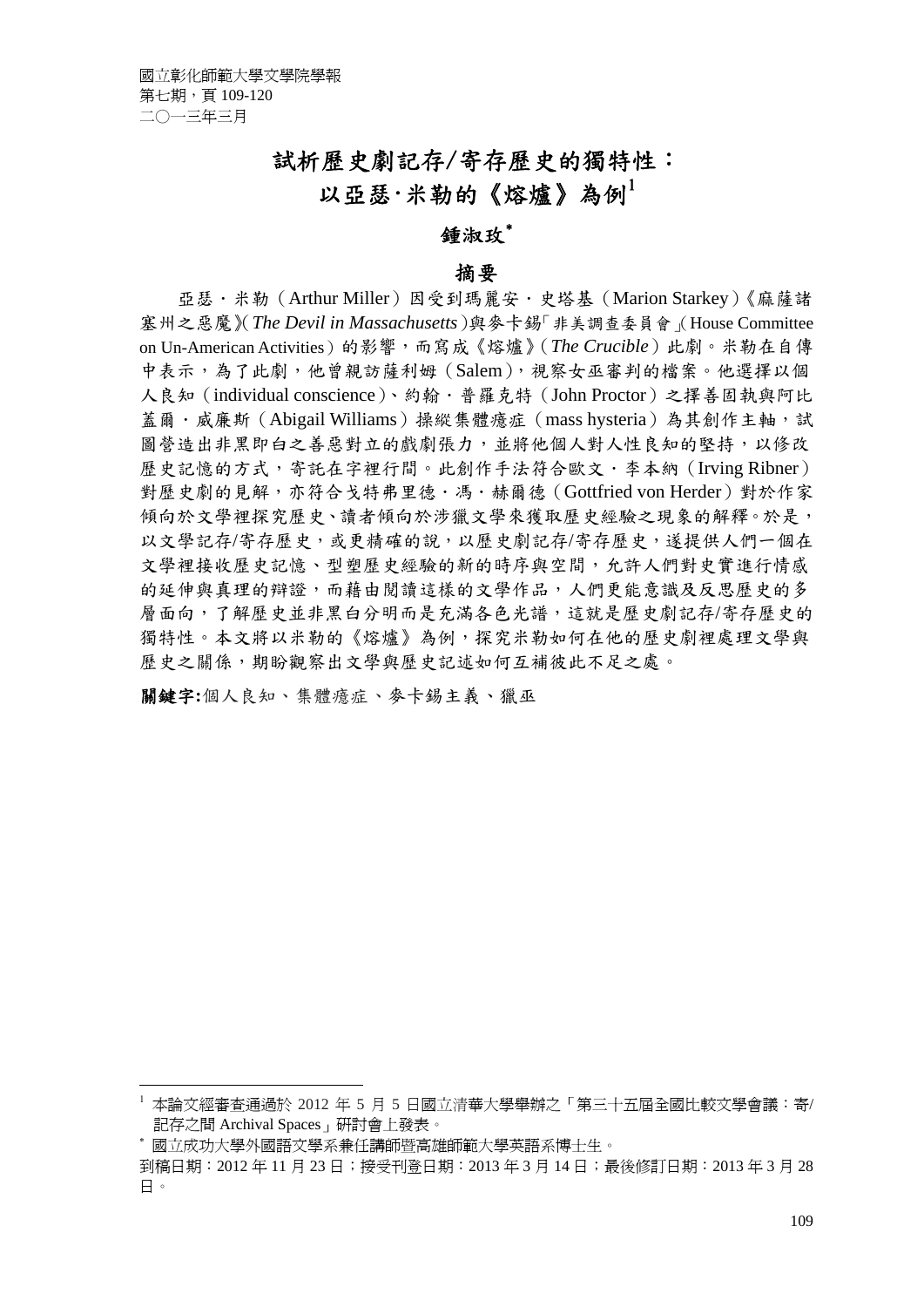# 試析歷史劇記存/寄存歷史的獨特性：以亞瑟‧米勒的《熔爐》為例[1]

**鍾淑玫***

## 摘要

亞瑟‧米勒（Arthur Miller）因受到瑪麗安‧史塔基（Marion Starkey）《麻薩諸塞州之惡魔》(*The Devil in Massachusetts*)與麥卡錫「非美調查委員會」(House Committee on Un-American Activities）的影響，而寫成《熔爐》(*The Crucible*）此劇。米勒在自傳中表示，為了此劇，他曾親訪薩利姆（Salem），視察女巫審判的檔案。他選擇以個人良知（individual conscience）、約翰‧普羅克特（John Proctor）之擇善固執與阿比蓋爾‧威廉斯（Abigail Williams）操縱集體癔症（mass hysteria）為其創作主軸，試圖營造出非黑即白之善惡對立的戲劇張力，並將他個人對人性良知的堅持，以修改歷史記憶的方式，寄託在字裡行間。此創作手法符合歐文‧李本納（Irving Ribner）對歷史劇的見解，亦符合戈特弗里德‧馮‧赫爾德（Gottfried von Herder）對於作家傾向於文學裡探究歷史、讀者傾向於涉獵文學來獲取歷史經驗之現象的解釋。於是，以文學記存/寄存歷史，或更精確的說，以歷史劇記存/寄存歷史，遂提供人們一個在文學裡接收歷史記憶、型塑歷史經驗的新的時序與空間，允許人們對史實進行情感的延伸與真理的辯證，而藉由閱讀這樣的文學作品，人們更能意識及反思歷史的多層面向，了解歷史並非黑白分明而是充滿各色光譜，這就是歷史劇記存/寄存歷史的獨特性。本文將以米勒的《熔爐》為例，探究米勒如何在他的歷史劇裡處理文學與歷史之關係，期盼觀察出文學與歷史記述如何互補彼此不足之處。

**關鍵字:**個人良知、集體癔症、麥卡錫主義、獵巫

---

[1] 本論文經審查通過於 2012 年 5 月 5 日國立清華大學舉辦之「第三十五屆全國比較文學會議：寄/記存之間 Archival Spaces」研討會上發表。

* 國立成功大學外國語文學系兼任講師暨高雄師範大學英語系博士生。

到稿日期：2012 年 11 月 23 日；接受刊登日期：2013 年 3 月 14 日；最後修訂日期：2013 年 3 月 28 日。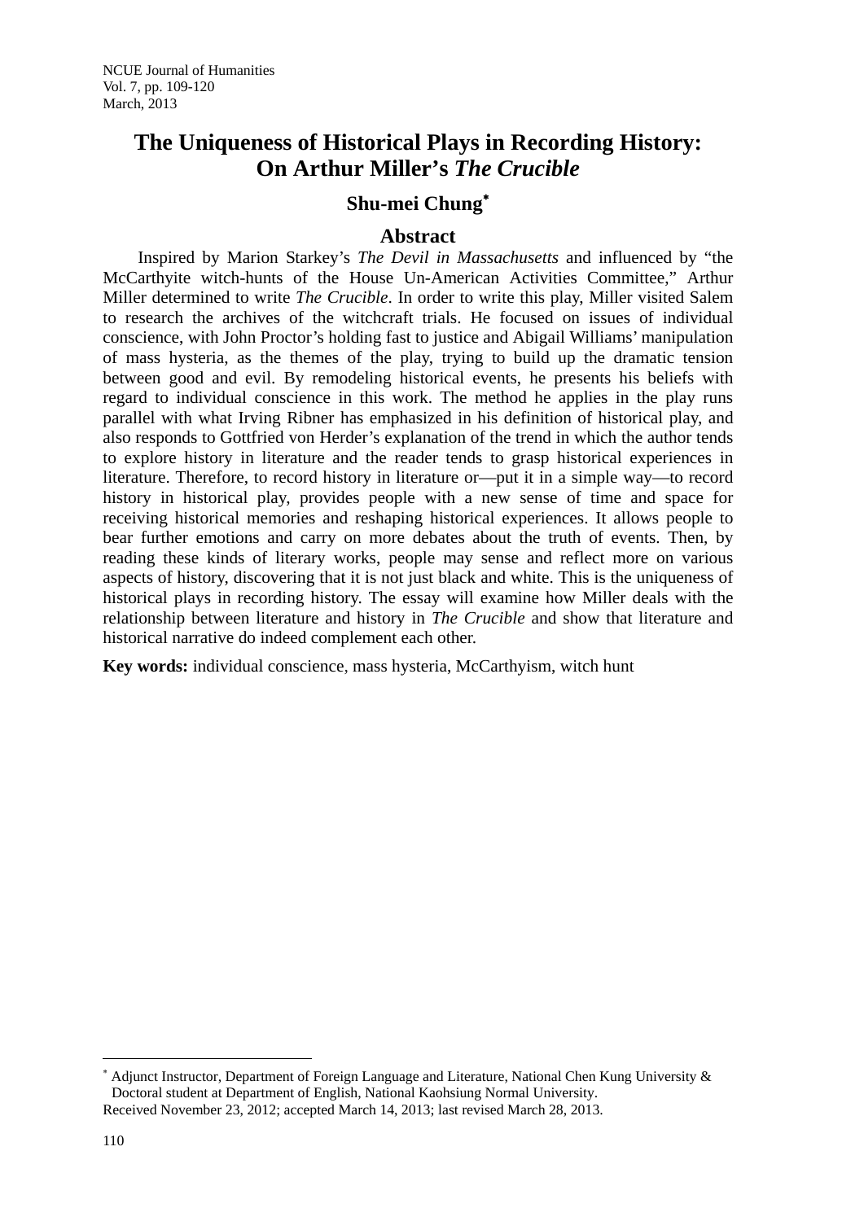# The Uniqueness of Historical Plays in Recording History: On Arthur Miller's *The Crucible*

**Shu-mei Chung**[*]

## Abstract

Inspired by Marion Starkey's *The Devil in Massachusetts* and influenced by "the McCarthyite witch-hunts of the House Un-American Activities Committee," Arthur Miller determined to write *The Crucible*. In order to write this play, Miller visited Salem to research the archives of the witchcraft trials. He focused on issues of individual conscience, with John Proctor's holding fast to justice and Abigail Williams' manipulation of mass hysteria, as the themes of the play, trying to build up the dramatic tension between good and evil. By remodeling historical events, he presents his beliefs with regard to individual conscience in this work. The method he applies in the play runs parallel with what Irving Ribner has emphasized in his definition of historical play, and also responds to Gottfried von Herder's explanation of the trend in which the author tends to explore history in literature and the reader tends to grasp historical experiences in literature. Therefore, to record history in literature or—put it in a simple way—to record history in historical play, provides people with a new sense of time and space for receiving historical memories and reshaping historical experiences. It allows people to bear further emotions and carry on more debates about the truth of events. Then, by reading these kinds of literary works, people may sense and reflect more on various aspects of history, discovering that it is not just black and white. This is the uniqueness of historical plays in recording history. The essay will examine how Miller deals with the relationship between literature and history in *The Crucible* and show that literature and historical narrative do indeed complement each other.

**Key words:** individual conscience, mass hysteria, McCarthyism, witch hunt

---

[*] Adjunct Instructor, Department of Foreign Language and Literature, National Chen Kung University & Doctoral student at Department of English, National Kaohsiung Normal University.

Received November 23, 2012; accepted March 14, 2013; last revised March 28, 2013.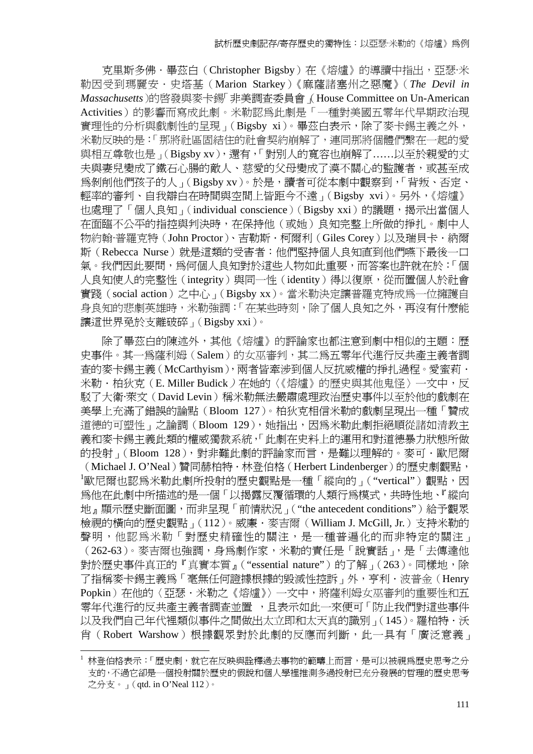克里斯多佛・畢茲白（Christopher Bigsby）在《熔爐》的導讀中指出，亞瑟·米勒因受到瑪麗安・史塔基（Marion Starkey）《麻薩諸塞州之惡魔》（*The Devil in Massachusetts*）的啓發與麥卡錫「非美調查委員會」（House Committee on Un-American Activities）的影響而寫成此劇。米勒認爲此劇是「一種對美國五零年代早期政治現實理性的分析與戲劇性的呈現」（Bigsby xi）。畢茲白表示，除了麥卡錫主義之外，米勒反映的是：「那將社區固結住的社會契約崩解了，連同那將個體們繫在一起的愛與相互尊敬也是」（Bigsby xv），還有，「對別人的寬容也崩解了……以至於親愛的丈夫與妻兒變成了鐵石心腸的敵人、慈愛的父母變成了漠不關心的監護者，或甚至成爲剝削他們孩子的人」（Bigsby xv）。於是，讀者可從本劇中觀察到，「背叛、否定、輕率的審判、自我辯白在時間與空間上皆距今不遠」（Bigsby xvi）。另外，《熔爐》也處理了「個人良知」（individual conscience）（Bigsby xxi）的議題，揭示出當個人在面臨不公平的指控與判決時，在保持他（或她）良知完整上所做的掙扎。劇中人物約翰·普羅克特（John Proctor）、吉勒斯・柯爾利（Giles Corey）以及瑞貝卡・納爾斯（Rebecca Nurse）就是這類的受害者：他們堅持個人良知直到他們嚥下最後一口氣。我們因此要問，爲何個人良知對於這些人物如此重要，而答案也許就在於：「個人良知使人的完整性（integrity）與同一性（identity）得以復原，從而置個人於社會實踐（social action）之中心」（Bigsby xx）。當米勒決定讓普羅克特成爲一位擁護自身良知的悲劇英雄時，米勒強調：「在某些時刻，除了個人良知之外，再沒有什麼能讓這世界免於支離破碎」（Bigsby xxi）。

除了畢茲白的陳述外，其他《熔爐》的評論家也都注意到劇中相似的主題：歷史事件。其一爲薩利姆（Salem）的女巫審判，其二爲五零年代進行反共產主義者調查的麥卡錫主義（McCarthyism），兩者皆牽涉到個人反抗威權的掙扎過程。愛蜜莉・米勒・柏狄克（E. Miller Budick）在她的〈《熔爐》的歷史與其他鬼怪〉一文中，反駁了大衛·萊文（David Levin）稱米勒無法嚴肅處理政治歷史事件以至於他的戲劇在美學上充滿了錯誤的論點（Bloom 127）。柏狄克相信米勒的戲劇呈現出一種「贊成道德的可塑性」之論調（Bloom 129），她指出，因爲米勒此劇拒絕順從諸如清教主義和麥卡錫主義此類的權威獨裁系統，「此劇在史料上的運用和對道德暴力狀態所做的投射」（Bloom 128），對非難此劇的評論家而言，是難以理解的。麥可・歐尼爾（Michael J. O'Neal）贊同赫柏特・林登伯格（Herbert Lindenberger）的歷史劇觀點，[1]歐尼爾也認爲米勒此劇所投射的歷史觀點是一種「縱向的」（"vertical"）觀點，因爲他在此劇中所描述的是一個「以揭露反覆循環的人類行爲模式，共時性地、『縱向地』顯示歷史斷面圖，而非呈現「前情狀況」（"the antecedent conditions"）給予觀眾檢視的橫向的歷史觀點」（112）。威廉・麥吉爾（William J. McGill, Jr.）支持米勒的聲明，他認爲米勒「對歷史精確性的關注，是一種普遍化的而非特定的關注」（262-63）。麥吉爾也強調，身爲劇作家，米勒的責任是「說實話」，是「去傳達他對於歷史事件真正的『真實本質』（"essential nature"）的了解」（263）。同樣地，除了指稱麥卡錫主義爲「毫無任何證據根據的毀滅性控訴」外，亨利・波普金（Henry Popkin）在他的〈亞瑟・米勒之《熔爐》〉一文中，將薩利姆女巫審判的重要性和五零年代進行的反共產主義者調查並置 ，且表示如此一來便可「防止我們對這些事件以及我們自己年代裡類似事件之間做出太立即和太天真的識別」（145）。羅柏特・沃肖（Robert Warshow）根據觀眾對於此劇的反應而判斷，此一具有「廣泛意義」

---

[1] 林登伯格表示：「歷史劇，就它在反映與詮釋過去事物的範疇上而言，是可以被視爲歷史思考之分支的，不過它卻是一個投射關於歷史的假說和個人學裡推測多過投射已充分發展的哲理的歷史思考之分支。」（qtd. in O'Neal 112）。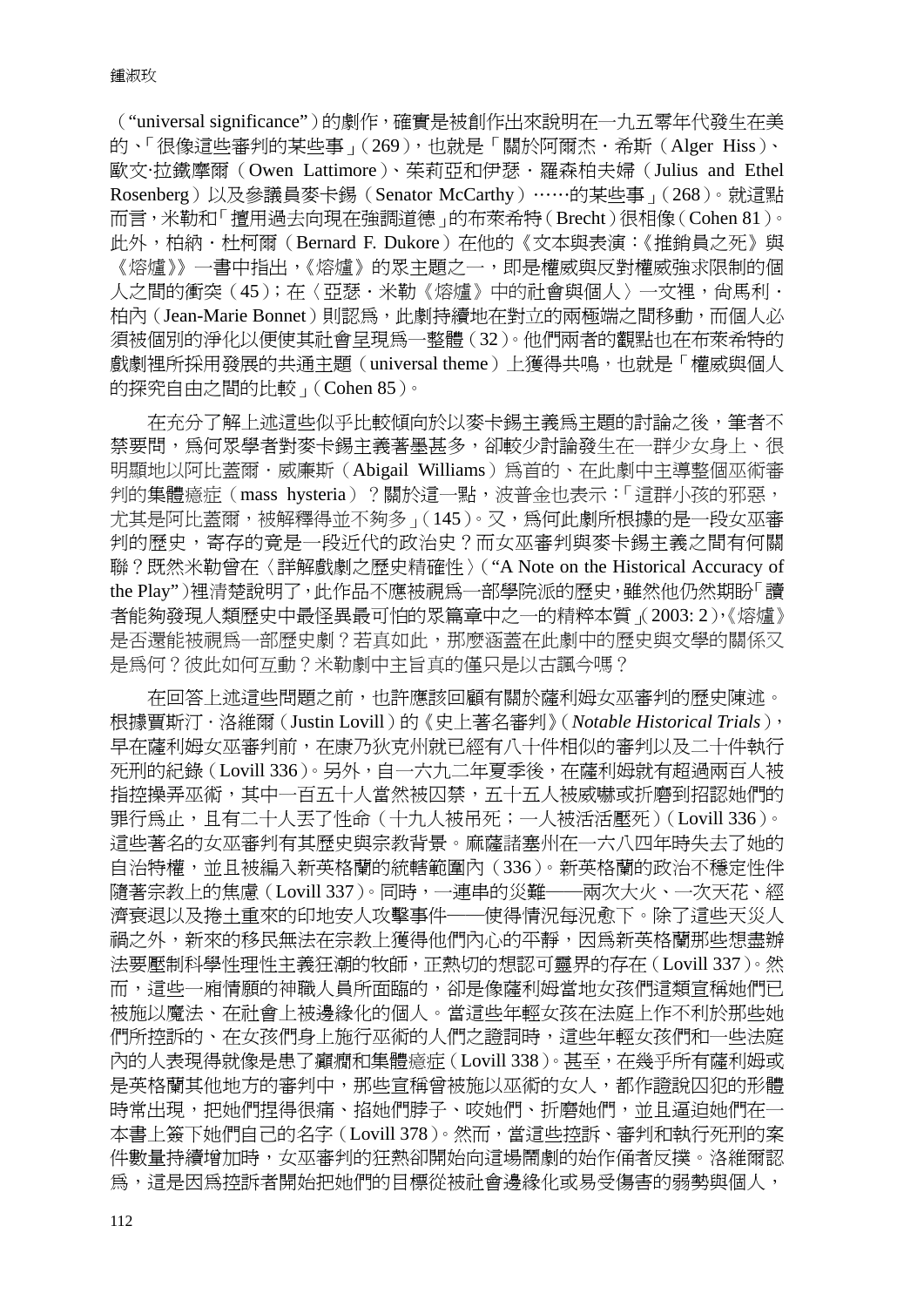（"universal significance"）的劇作，確實是被創作出來說明在一九五零年代發生在美的、「很像這些審判的某些事」（269），也就是「關於阿爾杰．希斯（Alger Hiss）、歐文·拉鐵摩爾（Owen Lattimore）、茱莉亞和伊瑟．羅森柏夫婦（Julius and Ethel Rosenberg）以及參議員麥卡錫（Senator McCarthy）……的某些事」（268）。就這點而言，米勒和「擅用過去向現在強調道德」的布萊希特（Brecht）很相像（Cohen 81）。此外，柏納．杜柯爾（Bernard F. Dukore）在他的《文本與表演：《推銷員之死》與《熔爐》》一書中指出，《熔爐》的眾主題之一，即是權威與反對權威強求限制的個人之間的衝突（45）；在〈亞瑟．米勒《熔爐》中的社會與個人〉一文裡，尚馬利．柏內（Jean-Marie Bonnet）則認為，此劇持續地在對立的兩極端之間移動，而個人必須被個別的淨化以便使其社會呈現為一整體（32）。他們兩者的觀點也在布萊希特的戲劇裡所採用發展的共通主題（universal theme）上獲得共鳴，也就是「權威與個人的探究自由之間的比較」（Cohen 85）。

在充分了解上述這些似乎比較傾向於以麥卡錫主義為主題的討論之後，筆者不禁要問，為何眾學者對麥卡錫主義著墨甚多，卻較少討論發生在一群少女身上、很明顯地以阿比蓋爾．威廉斯（Abigail Williams）為首的、在此劇中主導整個巫術審判的集體癔症（mass hysteria）？關於這一點，波普金也表示：「這群小孩的邪惡，尤其是阿比蓋爾，被解釋得並不夠多」（145）。又，為何此劇所根據的是一段女巫審判的歷史，寄存的竟是一段近代的政治史？而女巫審判與麥卡錫主義之間有何關聯？既然米勒曾在〈詳解戲劇之歷史精確性〉（"A Note on the Historical Accuracy of the Play"）裡清楚說明了，此作品不應被視為一部學院派的歷史，雖然他仍然期盼「讀者能夠發現人類歷史中最怪異最可怕的眾篇章中之一的精粹本質」（2003: 2），《熔爐》是否還能被視為一部歷史劇？若真如此，那麼涵蓋在此劇中的歷史與文學的關係又是為何？彼此如何互動？米勒劇中主旨真的僅只是以古諷今嗎？

在回答上述這些問題之前，也許應該回顧有關於薩利姆女巫審判的歷史陳述。根據賈斯汀．洛維爾（Justin Lovill）的《史上著名審判》（*Notable Historical Trials*），早在薩利姆女巫審判前，在康乃狄克州就已經有八十件相似的審判以及二十件執行死刑的紀錄（Lovill 336）。另外，自一六九二年夏季後，在薩利姆就有超過兩百人被指控操弄巫術，其中一百五十人當然被囚禁，五十五人被威嚇或折磨到招認她們的罪行為止，且有二十人丟了性命（十九人被吊死；一人被活活壓死）（Lovill 336）。這些著名的女巫審判有其歷史與宗教背景。麻薩諸塞州在一六八四年時失去了她的自治特權，並且被編入新英格蘭的統轄範圍內（336）。新英格蘭的政治不穩定性伴隨著宗教上的焦慮（Lovill 337）。同時，一連串的災難——兩次大火、一次天花、經濟衰退以及捲土重來的印地安人攻擊事件——使得情況每況愈下。除了這些天災人禍之外，新來的移民無法在宗教上獲得他們內心的平靜，因為新英格蘭那些想盡辦法要壓制科學性理性主義狂潮的牧師，正熱切的想認可靈界的存在（Lovill 337）。然而，這些一廂情願的神職人員所面臨的，卻是像薩利姆當地女孩們這類宣稱她們已被施以魔法、在社會上被邊緣化的個人。當這些年輕女孩在法庭上作不利於那些她們所控訴的、在女孩們身上施行巫術的人們之證詞時，這些年輕女孩們和一些法庭內的人表現得就像是患了癲癇和集體癔症（Lovill 338）。甚至，在幾乎所有薩利姆或是英格蘭其他地方的審判中，那些宣稱曾被施以巫術的女人，都作證說囚犯的形體時常出現，把她們捏得很痛、掐她們脖子、咬她們、折磨她們，並且逼迫她們在一本書上簽下她們自己的名字（Lovill 378）。然而，當這些控訴、審判和執行死刑的案件數量持續增加時，女巫審判的狂熱卻開始向這場鬧劇的始作俑者反撲。洛維爾認為，這是因為控訴者開始把她們的目標從被社會邊緣化或易受傷害的弱勢與個人，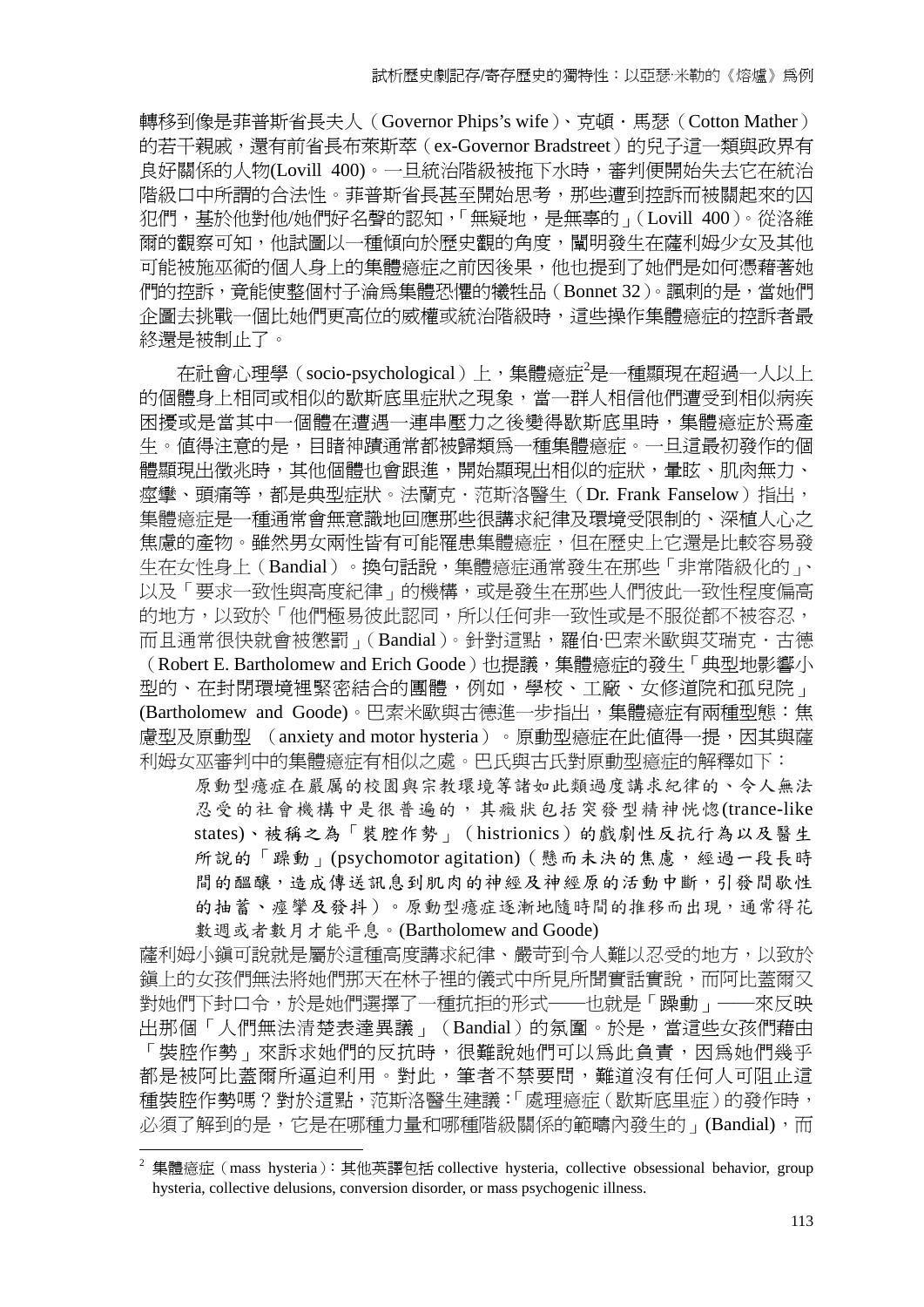轉移到像是菲普斯省長夫人（Governor Phips's wife）、克頓．馬瑟（Cotton Mather）的若干親戚，還有前省長布萊斯萃（ex-Governor Bradstreet）的兒子這一類與政界有良好關係的人物(Lovill 400)。一旦統治階級被拖下水時，審判便開始失去它在統治階級口中所謂的合法性。菲普斯省長甚至開始思考，那些遭到控訴而被關起來的囚犯們，基於他對他/她們好名聲的認知，「無疑地，是無辜的」（Lovill 400）。從洛維爾的觀察可知，他試圖以一種傾向於歷史觀的角度，闡明發生在薩利姆少女及其他可能被施巫術的個人身上的集體癔症之前因後果，他也提到了她們是如何憑藉著她們的控訴，竟能使整個村子淪為集體恐懼的犧牲品（Bonnet 32）。諷刺的是，當她們企圖去挑戰一個比她們更高位的威權或統治階級時，這些操作集體癔症的控訴者最終還是被制止了。

在社會心理學（socio-psychological）上，集體癔症[2]是一種顯現在超過一人以上的個體身上相同或相似的歇斯底里症狀之現象，當一群人相信他們遭受到相似病疾困擾或是當其中一個個體在遭遇一連串壓力之後變得歇斯底里時，集體癔症於焉產生。值得注意的是，目睹神蹟通常都被歸類為一種集體癔症。一旦這最初發作的個體顯現出徵兆時，其他個體也會跟進，開始顯現出相似的症狀，暈眩、肌肉無力、痙攣、頭痛等，都是典型症狀。法蘭克．范斯洛醫生（Dr. Frank Fanselow）指出，集體癔症是一種通常會無意識地回應那些很講求紀律及環境受限制的、深植人心之焦慮的產物。雖然男女兩性皆有可能罹患集體癔症，但在歷史上它還是比較容易發生在女性身上（Bandial）。換句話說，集體癔症通常發生在那些「非常階級化的」、以及「要求一致性與高度紀律」的機構，或是發生在那些人們彼此一致性程度偏高的地方，以致於「他們極易彼此認同，所以任何非一致性或是不服從都不被容忍，而且通常很快就會被懲罰」（Bandial）。針對這點，羅伯·巴索米歐與艾瑞克．古德（Robert E. Bartholomew and Erich Goode）也提議，集體癔症的發生「典型地影響小型的、在封閉環境裡緊密結合的團體，例如，學校、工廠、女修道院和孤兒院」(Bartholomew and Goode)。巴索米歐與古德進一步指出，集體癔症有兩種型態：焦慮型及原動型 （anxiety and motor hysteria）。原動型癔症在此值得一提，因其與薩利姆女巫審判中的集體癔症有相似之處。巴氏與古氏對原動型癔症的解釋如下：

> 原動型癔症在嚴厲的校園與宗教環境等諸如此類過度講求紀律的、令人無法忍受的社會機構中是很普遍的，其徵狀包括突發型精神恍惚(trance-like states)、被稱之為「裝腔作勢」（histrionics）的戲劇性反抗行為以及醫生所說的「躁動」(psychomotor agitation)（懸而未決的焦慮，經過一段長時間的醞釀，造成傳送訊息到肌肉的神經及神經原的活動中斷，引發間歇性的抽蓄、痙攣及發抖）。原動型癔症逐漸地隨時間的推移而出現，通常得花數週或者數月才能平息。(Bartholomew and Goode)

薩利姆小鎮可說就是屬於這種高度講求紀律、嚴苛到令人難以忍受的地方，以致於鎮上的女孩們無法將她們那天在林子裡的儀式中所見所聞實話實說，而阿比蓋爾又對她們下封口令，於是她們選擇了一種抗拒的形式──也就是「躁動」──來反映出那個「人們無法清楚表達異議」（Bandial）的氛圍。於是，當這些女孩們藉由「裝腔作勢」來訴求她們的反抗時，很難說她們可以為此負責，因為她們幾乎都是被阿比蓋爾所逼迫利用。對此，筆者不禁要問，難道沒有任何人可阻止這種裝腔作勢嗎？對於這點，范斯洛醫生建議：「處理癔症（歇斯底里症）的發作時，必須了解到的是，它是在哪種力量和哪種階級關係的範疇內發生的」(Bandial)，而

---

[2] 集體癔症（mass hysteria）：其他英譯包括 collective hysteria, collective obsessional behavior, group hysteria, collective delusions, conversion disorder, or mass psychogenic illness.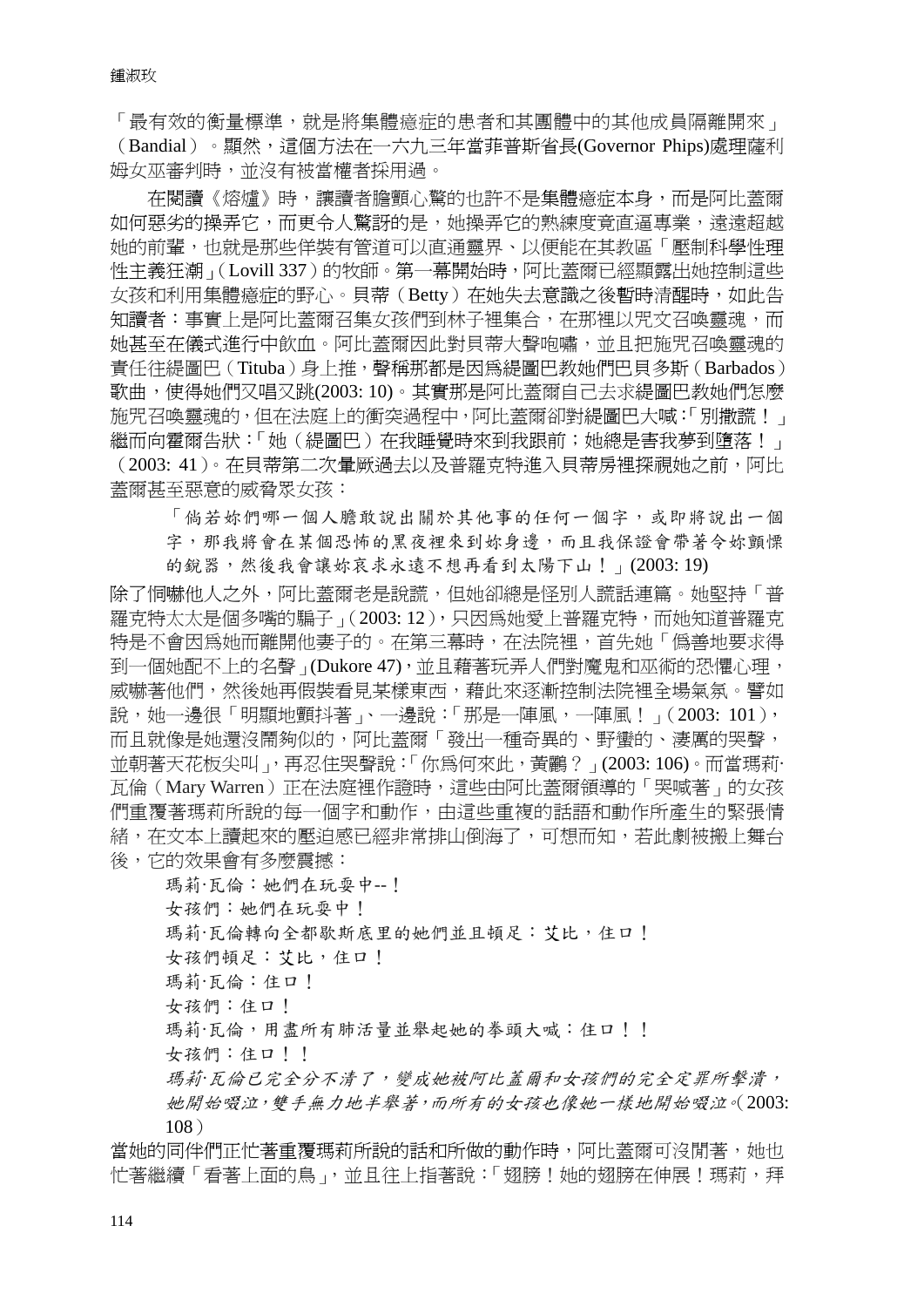「最有效的衡量標準，就是將集體癔症的患者和其團體中的其他成員隔離開來」（Bandial）。顯然，這個方法在一六九三年當菲普斯省長(Governor Phips)處理薩利姆女巫審判時，並沒有被當權者採用過。

在閱讀《熔爐》時，讓讀者膽顫心驚的也許不是集體癔症本身，而是阿比蓋爾如何惡劣的操弄它，而更令人驚訝的是，她操弄它的熟練度竟直逼專業，遠遠超越她的前輩，也就是那些佯裝有管道可以直通靈界、以便能在其教區「壓制科學性理性主義狂潮」（Lovill 337）的牧師。第一幕開始時，阿比蓋爾已經顯露出她控制這些女孩和利用集體癔症的野心。貝蒂（Betty）在她失去意識之後暫時清醒時，如此告知讀者：事實上是阿比蓋爾召集女孩們到林子裡集合，在那裡以咒文召喚靈魂，而她甚至在儀式進行中飲血。阿比蓋爾因此對貝蒂大聲咆嘯，並且把施咒召喚靈魂的責任往緹圖巴（Tituba）身上推，聲稱那都是因爲緹圖巴教她們巴貝多斯（Barbados）歌曲，使得她們又唱又跳(2003: 10)。其實那是阿比蓋爾自己去求緹圖巴教她們怎麼施咒召喚靈魂的，但在法庭上的衝突過程中，阿比蓋爾卻對緹圖巴大喊：「別撒謊！」繼而向霍爾告狀：「她（緹圖巴）在我睡覺時來到我跟前；她總是害我夢到墮落！」（2003: 41）。在貝蒂第二次暈厥過去以及普羅克特進入貝蒂房裡探視她之前，阿比蓋爾甚至惡意的威脅眾女孩：

> 「倘若妳們哪一個人膽敢說出關於其他事的任何一個字，或即將說出一個字，那我將會在某個恐怖的黑夜裡來到妳身邊，而且我保證會帶著令妳顫慄的銳器，然後我會讓妳哀求永遠不想再看到太陽下山！」(2003: 19)

除了恫嚇他人之外，阿比蓋爾老是說謊，但她卻總是怪別人謊話連篇。她堅持「普羅克特太太是個多嘴的騙子」（2003: 12），只因爲她愛上普羅克特，而她知道普羅克特是不會因爲她而離開他妻子的。在第三幕時，在法院裡，首先她「僞善地要求得到一個她配不上的名聲」(Dukore 47)，並且藉著玩弄人們對魔鬼和巫術的恐懼心理，威嚇著他們，然後她再假裝看見某樣東西，藉此來逐漸控制法院裡全場氣氛。譬如說，她一邊很「明顯地顫抖著」、一邊說：「那是一陣風，一陣風！」（2003: 101），而且就像是她還沒鬧夠似的，阿比蓋爾「發出一種奇異的、野蠻的、淒厲的哭聲，並朝著天花板尖叫」，再忍住哭聲說：「你爲何來此，黃鸝？」(2003: 106)。而當瑪莉·瓦倫（Mary Warren）正在法庭裡作證時，這些由阿比蓋爾領導的「哭喊著」的女孩們重覆著瑪莉所說的每一個字和動作，由這些重複的話語和動作所產生的緊張情緒，在文本上讀起來的壓迫感已經非常排山倒海了，可想而知，若此劇被搬上舞台後，它的效果會有多麼震撼：

> 瑪莉·瓦倫：她們在玩耍中--！
> 女孩們：她們在玩耍中！
> 瑪莉·瓦倫轉向全都歇斯底里的她們並且頓足：艾比，住口！
> 女孩們頓足：艾比，住口！
> 瑪莉·瓦倫：住口！
> 女孩們：住口！
> 瑪莉·瓦倫，用盡所有肺活量並舉起她的拳頭大喊：住口！！
> 女孩們：住口！！
> *瑪莉·瓦倫已完全分不清了，變成她被阿比蓋爾和女孩們的完全定罪所擊潰，她開始啜泣，雙手無力地半舉著，而所有的女孩也像她一樣地開始啜泣。*（2003: 108）

當她的同伴們正忙著重覆瑪莉所說的話和所做的動作時，阿比蓋爾可沒閒著，她也忙著繼續「看著上面的鳥」，並且往上指著說：「翅膀！她的翅膀在伸展！瑪莉，拜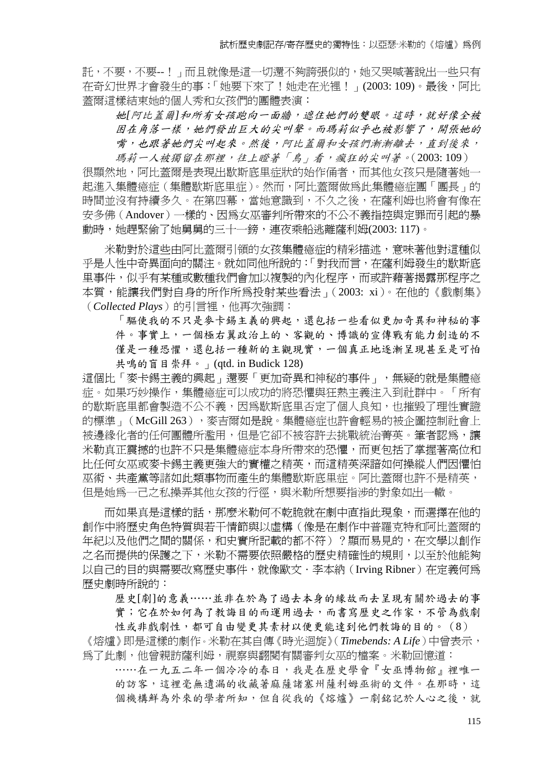託，不要，不要--！」而且就像是這一切還不夠誇張似的，她又哭喊著說出一些只有在奇幻世界才會發生的事：「她要下來了！她走在光裡！」(2003: 109)。最後，阿比蓋爾這樣結束她的個人秀和女孩們的團體表演：

> *她[阿比蓋爾]和所有女孩跑向一面牆，遮住她們的雙眼。這時，就好像全被困在角落一樣，她們發出巨大的尖叫聲。而瑪莉似乎也被影響了，開張她的嘴，也跟著她們尖叫起來。然後，阿比蓋爾和女孩們漸漸離去，直到後來，瑪莉一人被獨留在那裡，往上瞪著「鳥」看，瘋狂的尖叫著。*（2003: 109）

很顯然地，阿比蓋爾是表現出歇斯底里症狀的始作俑者，而其他女孩只是隨著她一起進入集體癔症（集體歇斯底里症）。然而，阿比蓋爾做為此集體癔症團「團長」的時間並沒有持續多久。在第四幕，當她意識到，不久之後，在薩利姆也將會有像在安多佛（Andover）一樣的、因為女巫審判所帶來的不公不義指控與定罪而引起的暴動時，她趕緊偷了她舅舅的三十一鎊，連夜乘船逃離薩利姆(2003: 117)。

米勒對於這些由阿比蓋爾引領的女孩集體癔症的精彩描述，意味著他對這種似乎是人性中奇異面向的關注。就如同他所說的：「對我而言，在薩利姆發生的歇斯底里事件，似乎有某種或數種我們會加以複製的內化程序，而或許藉著揭露那程序之本質，能讓我們對自身的所作所為投射某些看法」（2003: xi）。在他的《戲劇集》（*Collected Plays*）的引言裡，他再次強調：

> 「驅使我的不只是麥卡錫主義的興起，還包括一些看似更加奇異和神秘的事件。事實上，一個極右翼政治上的、客觀的、博識的宣傳戰有能力創造的不僅是一種恐懼，還包括一種新的主觀現實，一個真正地逐漸呈現甚至是可怕共鳴的盲目崇拜。」(qtd. in Budick 128)

這個比「麥卡錫主義的興起」還要「更加奇異和神秘的事件」，無疑的就是集體癔症。如果巧妙操作，集體癔症可以成功的將恐懼與狂熱主義注入到社群中。「所有的歇斯底里都會製造不公不義，因為歇斯底里否定了個人良知，也摧毀了理性實證的標準」（McGill 263），麥吉爾如是說。集體癔症也許會輕易的被企圖控制社會上被邊緣化者的任何團體所濫用，但是它卻不被容許去挑戰統治菁英。筆者認為，讓米勒真正震撼的也許不只是集體癔症本身所帶來的恐懼，而更包括了掌握著高位和比任何女巫或麥卡錫主義更強大的實權之精英，而這精英深諳如何操縱人們因懼怕巫術、共產黨等諸如此類事物而產生的集體歇斯底里症。阿比蓋爾也許不是精英，但是她為一己之私操弄其他女孩的行徑，與米勒所想要指涉的對象如出一轍。

而如果真是這樣的話，那麼米勒何不乾脆就在劇中直指此現象，而選擇在他的創作中將歷史角色特質與若干情節與以虛構（像是在劇作中普羅克特和阿比蓋爾的年紀以及他們之間的關係，和史實所記載的都不符）？顯而易見的，在文學以創作之名而提供的保護之下，米勒不需要依照嚴格的歷史精確性的規則，以至於他能夠以自己的目的與需要改寫歷史事件，就像歐文．李本納（Irving Ribner）在定義何為歷史劇時所說的：

> 歷史[劇]的意義……並非在於為了過去本身的緣故而去呈現有關於過去的事實；它在於如何為了教誨目的而運用過去，而書寫歷史之作家，不管為戲劇性或非戲劇性，都可自由變更其素材以便更能達到他們教誨的目的。（8）

《熔爐》即是這樣的劇作。米勒在其自傳《時光迴旋》（*Timebends: A Life*）中曾表示，為了此劇，他曾親訪薩利姆，視察與翻閱有關審判女巫的檔案。米勒回憶道：

> ……在一九五二年一個冷冷的春日，我是在歷史學會『女巫博物館』裡唯一的訪客，這裡毫無遺漏的收藏著麻薩諸塞州薩利姆巫術的文件。在那時，這個機構鮮為外來的學者所知，但自從我的《熔爐》一劇銘記於人心之後，就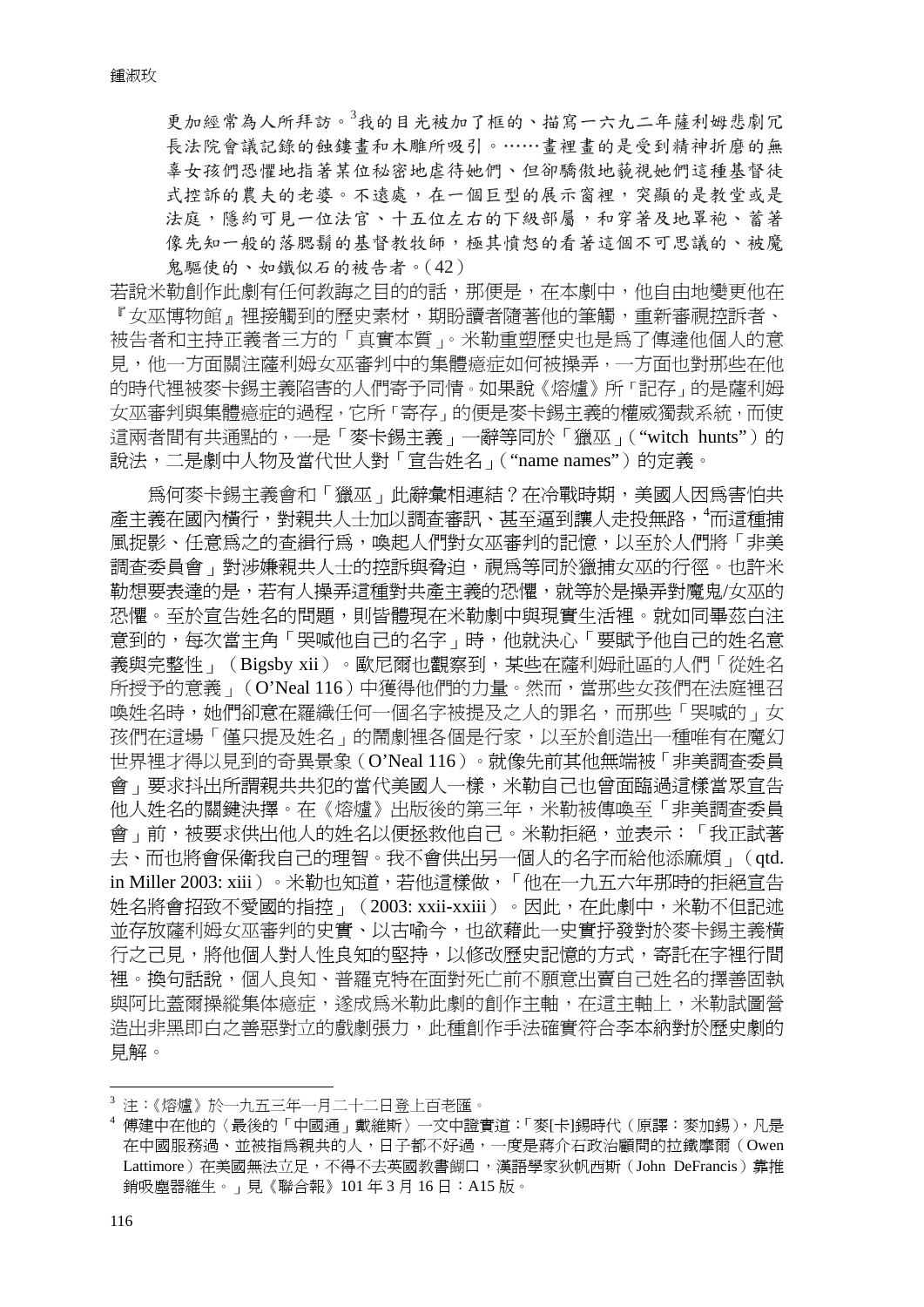> 更加經常為人所拜訪。[3]我的目光被加了框的、描寫一六九二年薩利姆悲劇冗長法院會議記錄的蝕鏤畫和木雕所吸引。……畫裡畫的是受到精神折磨的無辜女孩們恐懼地指著某位秘密地虐待她們、但卻驕傲地藐視她們這種基督徒式控訴的農夫的老婆。不遠處，在一個巨型的展示窗裡，突顯的是教堂或是法庭，隱約可見一位法官、十五位左右的下級部屬，和穿著及地罩袍、蓄著像先知一般的落腮鬍的基督教牧師，極其憤怒的看著這個不可思議的、被魔鬼驅使的、如鐵似石的被告者。（42）

若說米勒創作此劇有任何教誨之目的的話，那便是，在本劇中，他自由地變更他在『女巫博物館』裡接觸到的歷史素材，期盼讀者隨著他的筆觸，重新審視控訴者、被告者和主持正義者三方的「真實本質」。米勒重塑歷史也是為了傳達他個人的意見，他一方面關注薩利姆女巫審判中的集體癔症如何被操弄，一方面也對那些在他的時代裡被麥卡錫主義陷害的人們寄予同情。如果說《熔爐》所「記存」的是薩利姆女巫審判與集體癔症的過程，它所「寄存」的便是麥卡錫主義的權威獨裁系統，而使這兩者間有共通點的，一是「麥卡錫主義」一辭等同於「獵巫」（"witch hunts"）的說法，二是劇中人物及當代世人對「宣告姓名」（"name names"）的定義。

為何麥卡錫主義會和「獵巫」此辭彙相連結？在冷戰時期，美國人因為害怕共產主義在國內橫行，對親共人士加以調查審訊、甚至逼到讓人走投無路，[4]而這種捕風捉影、任意為之的查緝行為，喚起人們對女巫審判的記憶，以至於人們將「非美調查委員會」對涉嫌親共人士的控訴與脅迫，視為等同於獵捕女巫的行徑。也許米勒想要表達的是，若有人操弄這種對共產主義的恐懼，就等於是操弄對魔鬼/女巫的恐懼。至於宣告姓名的問題，則皆體現在米勒劇中與現實生活裡。就如同畢茲白注意到的，每次當主角「哭喊他自己的名字」時，他就決心「要賦予他自己的姓名意義與完整性」（Bigsby xii）。歐尼爾也觀察到，某些在薩利姆社區的人們「從姓名所授予的意義」（O'Neal 116）中獲得他們的力量。然而，當那些女孩們在法庭裡召喚姓名時，她們卻意在羅織任何一個名字被提及之人的罪名，而那些「哭喊的」女孩們在這場「僅只提及姓名」的鬧劇裡各個是行家，以至於創造出一種唯有在魔幻世界裡才得以見到的奇異景象（O'Neal 116）。就像先前其他無端被「非美調查委員會」要求抖出所謂親共共犯的當代美國人一樣，米勒自己也曾面臨過這樣當眾宣告他人姓名的關鍵抉擇。在《熔爐》出版後的第三年，米勒被傳喚至「非美調查委員會」前，被要求供出他人的姓名以便拯救他自己。米勒拒絕，並表示：「我正試著去、而也將會保衛我自己的理智。我不會供出另一個人的名字而給他添麻煩」（qtd. in Miller 2003: xiii）。米勒也知道，若他這樣做，「他在一九五六年那時的拒絕宣告姓名將會招致不愛國的指控」（2003: xxii-xxiii）。因此，在此劇中，米勒不但記述並存放薩利姆女巫審判的史實、以古喻今，也欲藉此一史實抒發對於麥卡錫主義橫行之己見，將他個人對人性良知的堅持，以修改歷史記憶的方式，寄託在字裡行間裡。換句話說，個人良知、普羅克特在面對死亡前不願意出賣自己姓名的擇善固執與阿比蓋爾操縱集体癔症，遂成為米勒此劇的創作主軸，在這主軸上，米勒試圖營造出非黑即白之善惡對立的戲劇張力，此種創作手法確實符合李本納對於歷史劇的見解。

---

[3] 注：《熔爐》於一九五三年一月二十二日登上百老匯。

[4] 傅建中在他的〈最後的「中國通」戴維斯〉一文中證實道：「麥[卡]錫時代（原譯：麥加錫），凡是在中國服務過、並被指為親共的人，日子都不好過，一度是蔣介石政治顧問的拉鐵摩爾（Owen Lattimore）在美國無法立足，不得不去英國教書餬口，漢語學家狄帆西斯（John DeFrancis）靠推銷吸塵器維生。」見《聯合報》101 年 3 月 16 日：A15 版。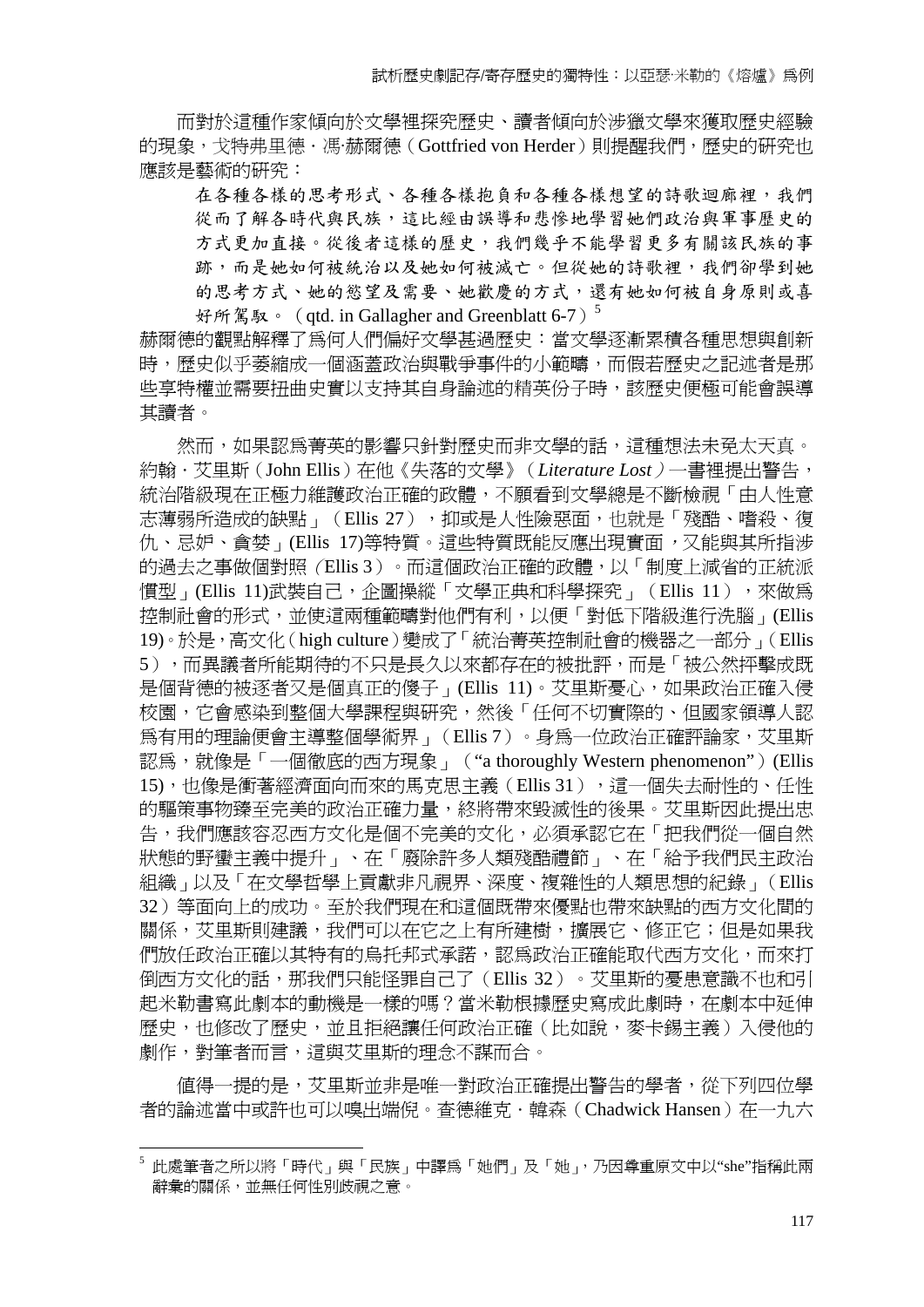而對於這種作家傾向於文學裡探究歷史、讀者傾向於涉獵文學來獲取歷史經驗的現象，戈特弗里德．馮·赫爾德（Gottfried von Herder）則提醒我們，歷史的研究也應該是藝術的研究：

> 在各種各樣的思考形式、各種各樣抱負和各種各樣想望的詩歌迴廊裡，我們從而了解各時代與民族，這比經由誤導和悲慘地學習她們政治與軍事歷史的方式更加直接。從後者這樣的歷史，我們幾乎不能學習更多有關該民族的事跡，而是她如何被統治以及她如何被滅亡。但從她的詩歌裡，我們卻學到她的思考方式、她的慾望及需要、她歡慶的方式，還有她如何被自身原則或喜好所駕馭。（qtd. in Gallagher and Greenblatt 6-7）[5]

赫爾德的觀點解釋了為何人們偏好文學甚過歷史：當文學逐漸累積各種思想與創新時，歷史似乎萎縮成一個涵蓋政治與戰爭事件的小範疇，而假若歷史之記述者是那些享特權並需要扭曲史實以支持其自身論述的精英份子時，該歷史便極可能會誤導其讀者。

然而，如果認為菁英的影響只針對歷史而非文學的話，這種想法未免太天真。約翰．艾里斯（John Ellis）在他《失落的文學》（*Literature Lost*）一書裡提出警告，統治階級現在正極力維護政治正確的政體，不願看到文學總是不斷檢視「由人性意志薄弱所造成的缺點」（Ellis 27），抑或是人性險惡面，也就是「殘酷、嗜殺、復仇、忌妒、貪婪」(Ellis 17)等特質。這些特質既能反應出現實面，又能與其所指涉的過去之事做個對照（Ellis 3）。而這個政治正確的政體，以「制度上減省的正統派慣型」(Ellis 11)武裝自己，企圖操縱「文學正典和科學探究」（Ellis 11），來做為控制社會的形式，並使這兩種範疇對他們有利，以便「對低下階級進行洗腦」(Ellis 19)。於是，高文化（high culture）變成了「統治菁英控制社會的機器之一部分」（Ellis 5），而異議者所能期待的不只是長久以來都存在的被批評，而是「被公然抨擊成既是個背德的被逐者又是個真正的傻子」(Ellis 11)。艾里斯憂心，如果政治正確入侵校園，它會感染到整個大學課程與研究，然後「任何不切實際的、但國家領導人認為有用的理論便會主導整個學術界」（Ellis 7）。身為一位政治正確評論家，艾里斯認為，就像是「一個徹底的西方現象」（"a thoroughly Western phenomenon"）(Ellis 15)，也像是衝著經濟面向而來的馬克思主義（Ellis 31），這一個失去耐性的、任性的驅策事物臻至完美的政治正確力量，終將帶來毀滅性的後果。艾里斯因此提出忠告，我們應該容忍西方文化是個不完美的文化，必須承認它在「把我們從一個自然狀態的野蠻主義中提升」、在「廢除許多人類殘酷禮節」、在「給予我們民主政治組織」以及「在文學哲學上貢獻非凡視界、深度、複雜性的人類思想的紀錄」（Ellis 32）等面向上的成功。至於我們現在和這個既帶來優點也帶來缺點的西方文化間的關係，艾里斯則建議，我們可以在它之上有所建樹，擴展它、修正它；但是如果我們放任政治正確以其特有的烏托邦式承諾，認為政治正確能取代西方文化，而來打倒西方文化的話，那我們只能怪罪自己了（Ellis 32）。艾里斯的憂患意識不也和引起米勒書寫此劇本的動機是一樣的嗎？當米勒根據歷史寫成此劇時，在劇本中延伸歷史，也修改了歷史，並且拒絕讓任何政治正確（比如說，麥卡錫主義）入侵他的劇作，對筆者而言，這與艾里斯的理念不謀而合。

值得一提的是，艾里斯並非是唯一對政治正確提出警告的學者，從下列四位學者的論述當中或許也可以嗅出端倪。查德維克．韓森（Chadwick Hansen）在一九六

---

[5] 此處筆者之所以將「時代」與「民族」中譯為「她們」及「她」，乃因尊重原文中以"she"指稱此兩辭彙的關係，並無任何性別歧視之意。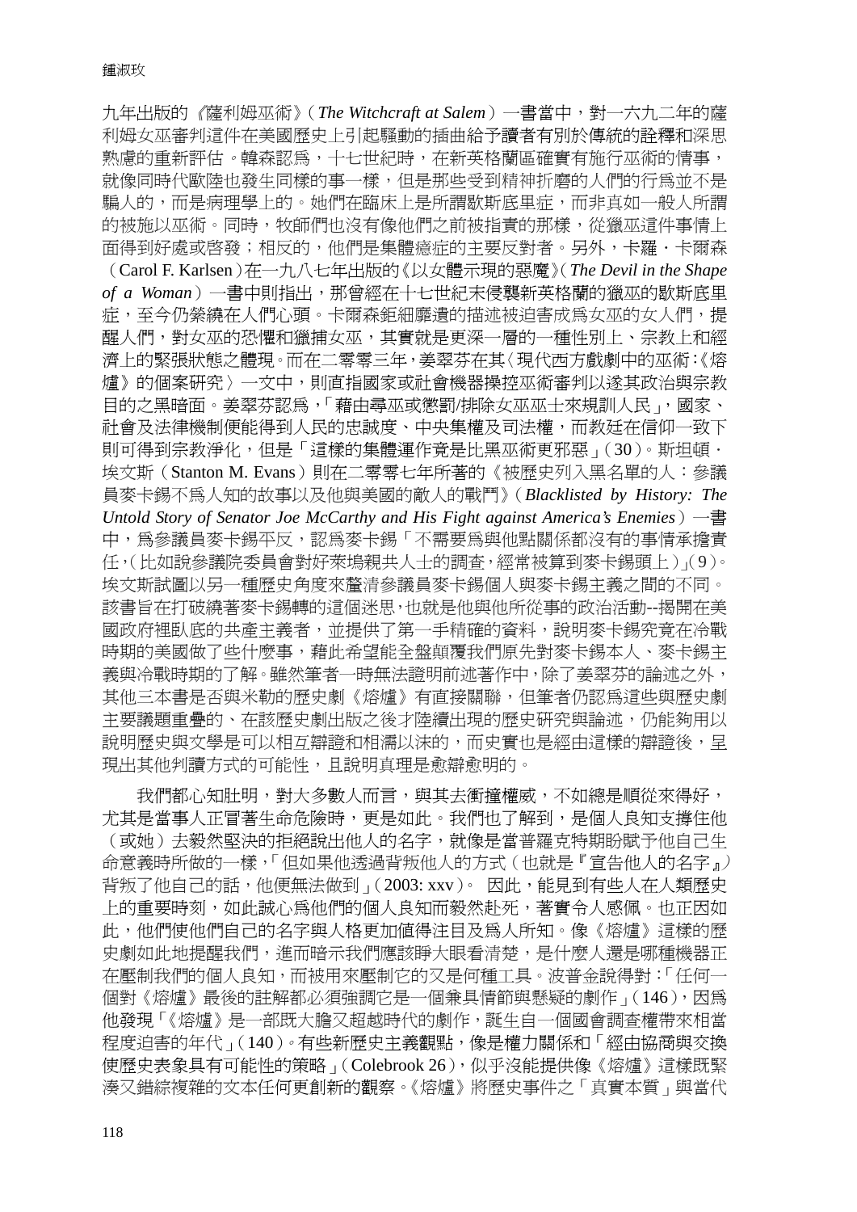九年出版的《薩利姆巫術》（*The Witchcraft at Salem*）一書當中，對一六九二年的薩利姆女巫審判這件在美國歷史上引起騷動的插曲給予讀者有別於傳統的詮釋和深思熟慮的重新評估。韓森認為，十七世紀時，在新英格蘭區確實有施行巫術的情事，就像同時代歐陸也發生同樣的事一樣，但是那些受到精神折磨的人們的行為並不是騙人的，而是病理學上的。她們在臨床上是所謂歇斯底里症，而非真如一般人所謂的被施以巫術。同時，牧師們也沒有像他們之前被指責的那樣，從獵巫這件事情上面得到好處或啓發；相反的，他們是集體癔症的主要反對者。另外，卡羅・卡爾森（Carol F. Karlsen）在一九八七年出版的《以女體示現的惡魔》（*The Devil in the Shape of a Woman*）一書中則指出，那曾經在十七世紀末侵襲新英格蘭的獵巫的歇斯底里症，至今仍縈繞在人們心頭。卡爾森鉅細靡遺的描述被迫害成為女巫的女人們，提醒人們，對女巫的恐懼和獵捕女巫，其實就是更深一層的一種性別上、宗教上和經濟上的緊張狀態之體現。而在二零零三年，姜翠芬在其〈現代西方戲劇中的巫術：《熔爐》的個案研究〉一文中，則直指國家或社會機器操控巫術審判以遂其政治與宗教目的之黑暗面。姜翠芬認為，「藉由尋巫或懲罰/排除女巫巫士來規訓人民」，國家、社會及法律機制便能得到人民的忠誠度、中央集權及司法權，而教廷在信仰一致下則可得到宗教淨化，但是「這樣的集體運作竟是比黑巫術更邪惡」（30）。斯坦頓・埃文斯（Stanton M. Evans）則在二零零七年所著的《被歷史列入黑名單的人：參議員麥卡錫不為人知的故事以及他與美國的敵人的戰鬥》（*Blacklisted by History: The Untold Story of Senator Joe McCarthy and His Fight against America's Enemies*）一書中，為參議員麥卡錫平反，認為麥卡錫「不需要為與他點關係都沒有的事情承擔責任，（比如說參議院委員會對好萊塢親共人士的調查，經常被算到麥卡錫頭上）」（9）。埃文斯試圖以另一種歷史角度來釐清參議員麥卡錫個人與麥卡錫主義之間的不同。該書旨在打破繞著麥卡錫轉的這個迷思，也就是他與他所從事的政治活動--揭開在美國政府裡臥底的共產主義者，並提供了第一手精確的資料，說明麥卡錫究竟在冷戰時期的美國做了些什麼事，藉此希望能全盤顛覆我們原先對麥卡錫本人、麥卡錫主義與冷戰時期的了解。雖然筆者一時無法證明前述著作中，除了姜翠芬的論述之外，其他三本書是否與米勒的歷史劇《熔爐》有直接關聯，但筆者仍認為這些與歷史劇主要議題重疊的、在該歷史劇出版之後才陸續出現的歷史研究與論述，仍能夠用以說明歷史與文學是可以相互辯證和相濡以沫的，而史實也是經由這樣的辯證後，呈現出其他判讀方式的可能性，且說明真理是愈辯愈明的。

我們都心知肚明，對大多數人而言，與其去衝撞權威，不如總是順從來得好，尤其是當事人正冒著生命危險時，更是如此。我們也了解到，是個人良知支撐住他（或她）去毅然堅決的拒絕說出他人的名字，就像是當普羅克特期盼賦予他自己生命意義時所做的一樣，「但如果他透過背叛他人的方式（也就是『宣告他人的名字』）背叛了他自己的話，他便無法做到」（2003: xxv）。 因此，能見到有些人在人類歷史上的重要時刻，如此誠心為他們的個人良知而毅然赴死，著實令人感佩。也正因如此，他們使他們自己的名字與人格更加值得注目及為人所知。像《熔爐》這樣的歷史劇如此地提醒我們，進而暗示我們應該睜大眼看清楚，是什麼人還是哪種機器正在壓制我們的個人良知，而被用來壓制它的又是何種工具。波普金說得對：「任何一個對《熔爐》最後的註解都必須強調它是一個兼具情節與懸疑的劇作」（146），因為他發現「《熔爐》是一部既大膽又超越時代的劇作，誕生自一個國會調查權帶來相當程度迫害的年代」（140）。有些新歷史主義觀點，像是權力關係和「經由協商與交換使歷史表象具有可能性的策略」（Colebrook 26），似乎沒能提供像《熔爐》這樣既緊湊又錯綜複雜的文本任何更創新的觀察。《熔爐》將歷史事件之「真實本質」與當代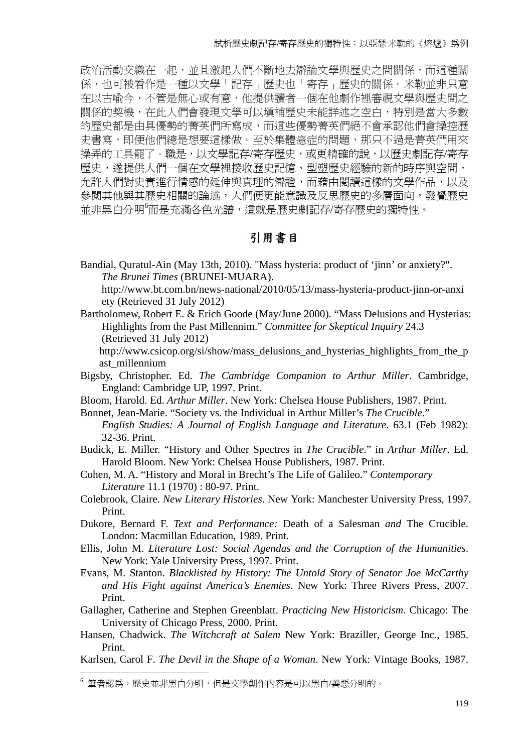政治活動交織在一起，並且激起人們不斷地去辯論文學與歷史之間關係，而這種關係，也可被看作是一種以文學「記存」歷史也「寄存」歷史的關係。米勒並非只意在以古喻今，不管是無心或有意，他提供讀者一個在他劇作裡審視文學與歷史間之關係的契機，在此人們會發現文學可以塡補歷史未能詳述之空白，特別是當大多數的歷史都是由具優勢的菁英們所寫成，而這些優勢菁英們絕不會承認他們會操控歷史書寫，即便他們總是想要這樣做。至於集體癔症的問題，那只不過是菁英們用來操弄的工具罷了。職是，以文學記存/寄存歷史，或更精確的說，以歷史劇記存/寄存歷史，遂提供人們一個在文學裡接收歷史記憶、型塑歷史經驗的新的時序與空間，允許人們對史實進行情感的延伸與真理的辯證，而藉由閱讀這樣的文學作品，以及參閱其他與其歷史相關的論述，人們便更能意識及反思歷史的多層面向，發覺歷史並非黑白分明[6]而是充滿各色光譜，這就是歷史劇記存/寄存歷史的獨特性。

## 引用書目

Bandial, Quratul-Ain (May 13th, 2010). "Mass hysteria: product of 'jinn' or anxiety?". *The Brunei Times* (BRUNEI-MUARA). http://www.bt.com.bn/news-national/2010/05/13/mass-hysteria-product-jinn-or-anxiety (Retrieved 31 July 2012)

Bartholomew, Robert E. & Erich Goode (May/June 2000). "Mass Delusions and Hysterias: Highlights from the Past Millennim." *Committee for Skeptical Inquiry* 24.3 (Retrieved 31 July 2012) http://www.csicop.org/si/show/mass_delusions_and_hysterias_highlights_from_the_past_millennium

Bigsby, Christopher. Ed. *The Cambridge Companion to Arthur Miller*. Cambridge, England: Cambridge UP, 1997. Print.

Bloom, Harold. Ed. *Arthur Miller*. New York: Chelsea House Publishers, 1987. Print.

Bonnet, Jean-Marie. "Society vs. the Individual in Arthur Miller's *The Crucible*." *English Studies: A Journal of English Language and Literature*. 63.1 (Feb 1982): 32-36. Print.

Budick, E. Miller. "History and Other Spectres in *The Crucible*." in *Arthur Miller*. Ed. Harold Bloom. New York: Chelsea House Publishers, 1987. Print.

Cohen, M. A. "History and Moral in Brecht's The Life of Galileo." *Contemporary Literature* 11.1 (1970) : 80-97. Print.

Colebrook, Claire. *New Literary Histories*. New York: Manchester University Press, 1997. Print.

Dukore, Bernard F. *Text and Performance:* Death of a Salesman *and* The Crucible. London: Macmillan Education, 1989. Print.

Ellis, John M. *Literature Lost: Social Agendas and the Corruption of the Humanities*. New York: Yale University Press, 1997. Print.

Evans, M. Stanton. *Blacklisted by History: The Untold Story of Senator Joe McCarthy and His Fight against America's Enemies*. New York: Three Rivers Press, 2007. Print.

Gallagher, Catherine and Stephen Greenblatt. *Practicing New Historicism*. Chicago: The University of Chicago Press, 2000. Print.

Hansen, Chadwick. *The Witchcraft at Salem* New York: Braziller, George Inc., 1985. Print.

Karlsen, Carol F. *The Devil in the Shape of a Woman*. New York: Vintage Books, 1987.

---

[6] 筆者認爲，歷史並非黑白分明，但是文學創作內容是可以黑白/善惡分明的。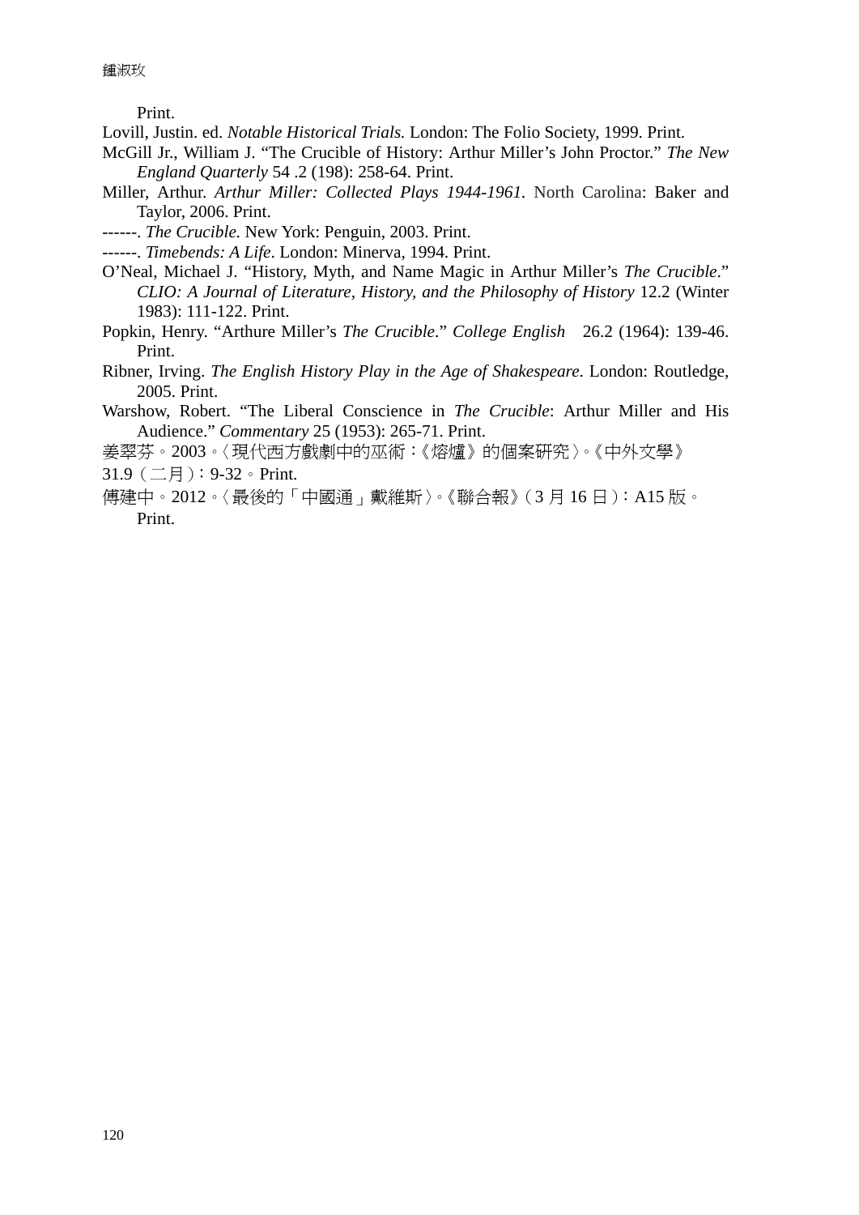Print.

Lovill, Justin. ed. *Notable Historical Trials.* London: The Folio Society, 1999. Print.

McGill Jr., William J. “The Crucible of History: Arthur Miller’s John Proctor.” *The New England Quarterly* 54 .2 (198): 258-64. Print.

Miller, Arthur. *Arthur Miller: Collected Plays 1944-1961.* North Carolina: Baker and Taylor, 2006. Print.

------. *The Crucible.* New York: Penguin, 2003. Print.

------. *Timebends: A Life*. London: Minerva, 1994. Print.

O’Neal, Michael J. “History, Myth, and Name Magic in Arthur Miller’s *The Crucible*.” *CLIO: A Journal of Literature, History, and the Philosophy of History* 12.2 (Winter 1983): 111-122. Print.

Popkin, Henry. “Arthure Miller’s *The Crucible*.” *College English* 26.2 (1964): 139-46. Print.

Ribner, Irving. *The English History Play in the Age of Shakespeare*. London: Routledge, 2005. Print.

Warshow, Robert. “The Liberal Conscience in *The Crucible*: Arthur Miller and His Audience.” *Commentary* 25 (1953): 265-71. Print.

姜翠芬。2003。〈現代西方戲劇中的巫術：《熔爐》的個案研究〉。《中外文學》31.9（二月）：9-32。Print.

傅建中。2012。〈最後的「中國通」戴維斯〉。《聯合報》（3 月 16 日）：A15 版。Print.